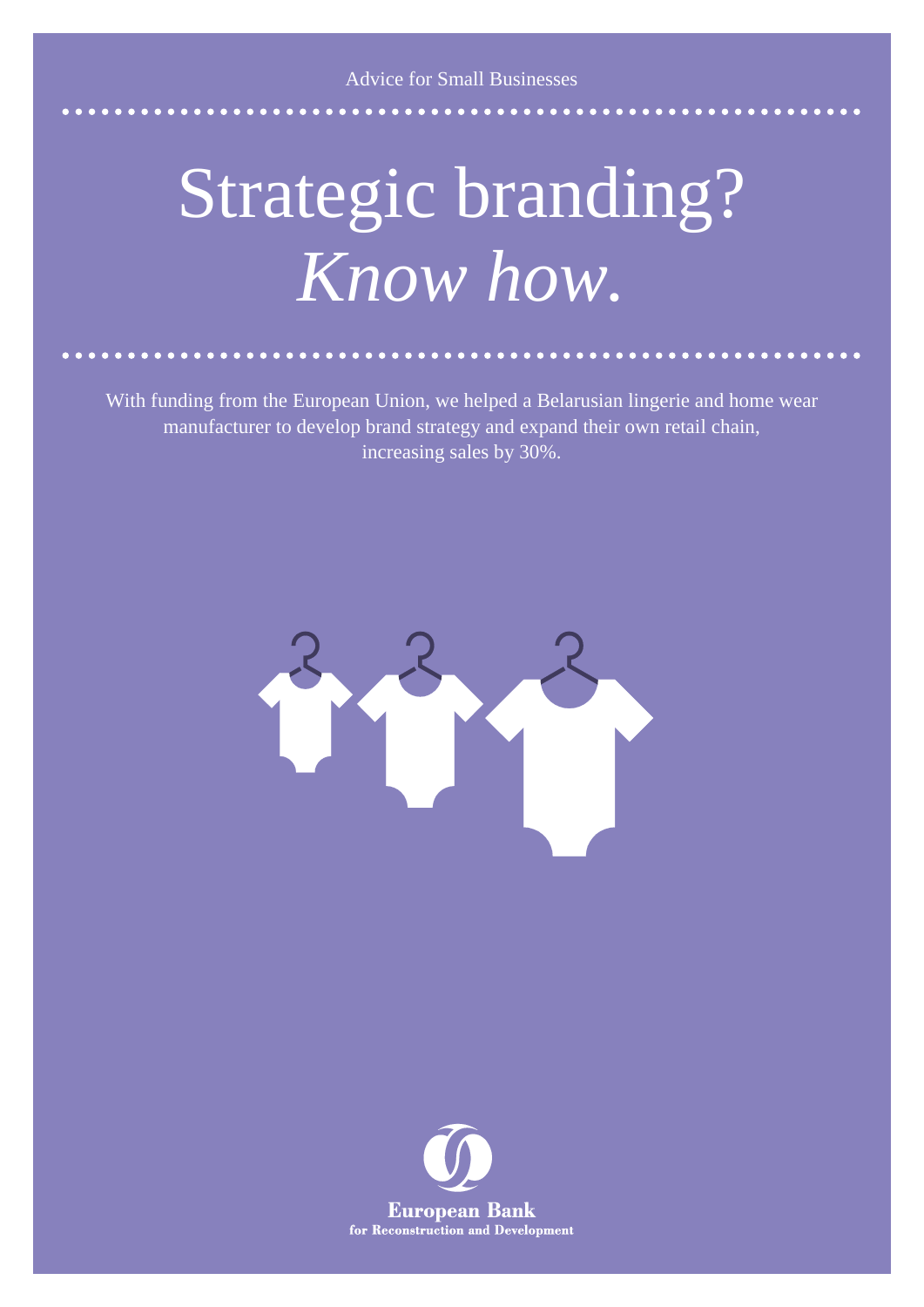Advice for Small Businesses

# Strategic branding? *Know how.*

With funding from the European Union, we helped a Belarusian lingerie and home wear manufacturer to develop brand strategy and expand their own retail chain, increasing sales by 30%.

European Bank
for Reconstruction and Development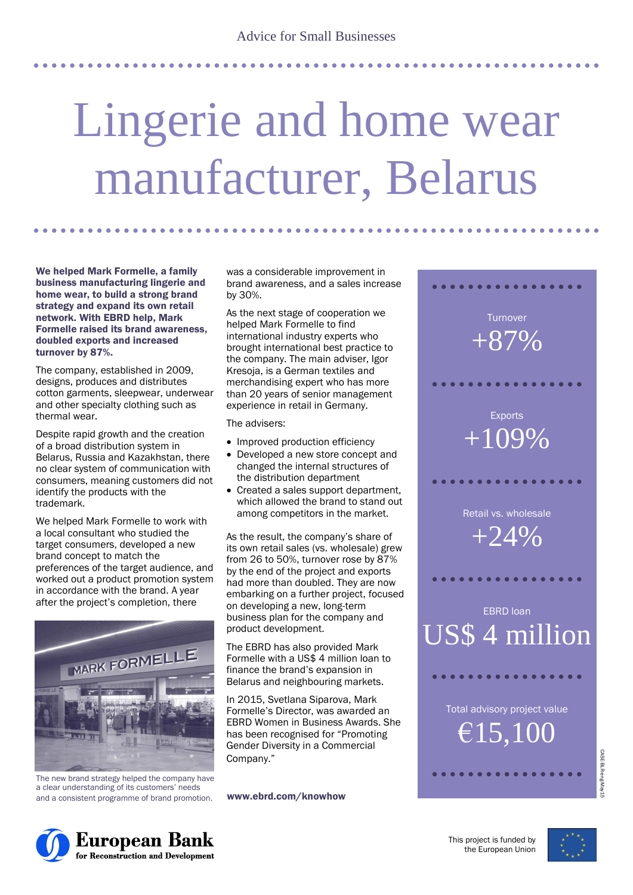Advice for Small Businesses

# Lingerie and home wear manufacturer, Belarus

**We helped Mark Formelle, a family business manufacturing lingerie and home wear, to build a strong brand strategy and expand its own retail network. With EBRD help, Mark Formelle raised its brand awareness, doubled exports and increased turnover by 87%.**

The company, established in 2009, designs, produces and distributes cotton garments, sleepwear, underwear and other specialty clothing such as thermal wear.

Despite rapid growth and the creation of a broad distribution system in Belarus, Russia and Kazakhstan, there no clear system of communication with consumers, meaning customers did not identify the products with the trademark.

We helped Mark Formelle to work with a local consultant who studied the target consumers, developed a new brand concept to match the preferences of the target audience, and worked out a product promotion system in accordance with the brand. A year after the project's completion, there was a considerable improvement in brand awareness, and a sales increase by 30%.

The new brand strategy helped the company have a clear understanding of its customers' needs and a consistent programme of brand promotion.

As the next stage of cooperation we helped Mark Formelle to find international industry experts who brought international best practice to the company. The main adviser, Igor Kresoja, is a German textiles and merchandising expert who has more than 20 years of senior management experience in retail in Germany.

The advisers:

- Improved production efficiency
- Developed a new store concept and changed the internal structures of the distribution department
- Created a sales support department, which allowed the brand to stand out among competitors in the market.

As the result, the company's share of its own retail sales (vs. wholesale) grew from 26 to 50%, turnover rose by 87% by the end of the project and exports had more than doubled. They are now embarking on a further project, focused on developing a new, long-term business plan for the company and product development.

The EBRD has also provided Mark Formelle with a US$ 4 million loan to finance the brand's expansion in Belarus and neighbouring markets.

In 2015, Svetlana Siparova, Mark Formelle's Director, was awarded an EBRD Women in Business Awards. She has been recognised for "Promoting Gender Diversity in a Commercial Company."

www.ebrd.com/knowhow

Turnover
+87%

Exports
+109%

Retail vs. wholesale
+24%

EBRD loan
US$ 4 million

Total advisory project value
€15,100

European Bank for Reconstruction and Development

This project is funded by the European Union